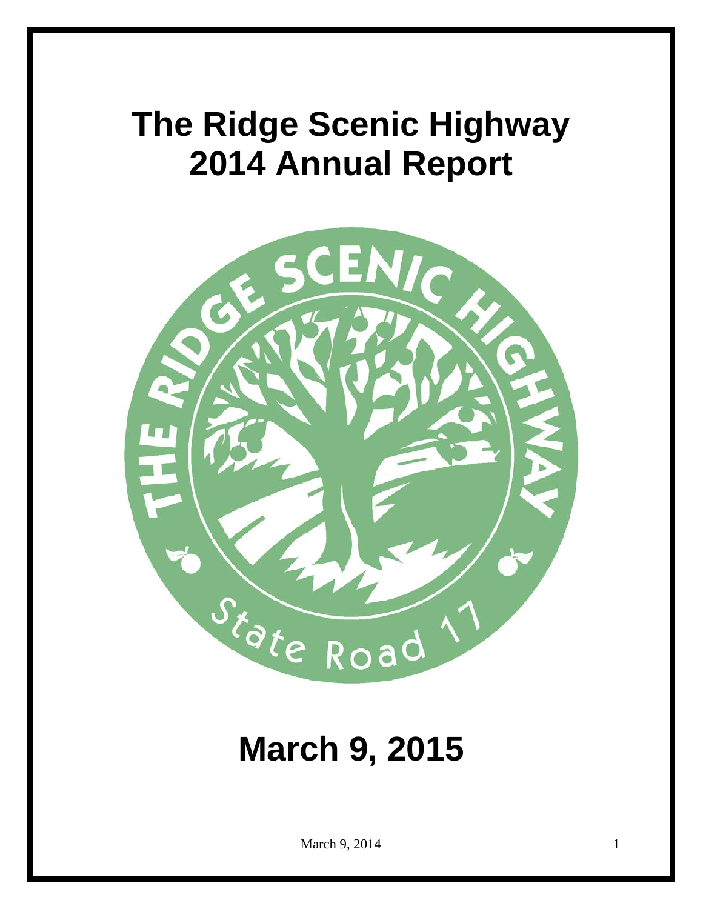# The Ridge Scenic Highway 2014 Annual Report

# March 9, 2015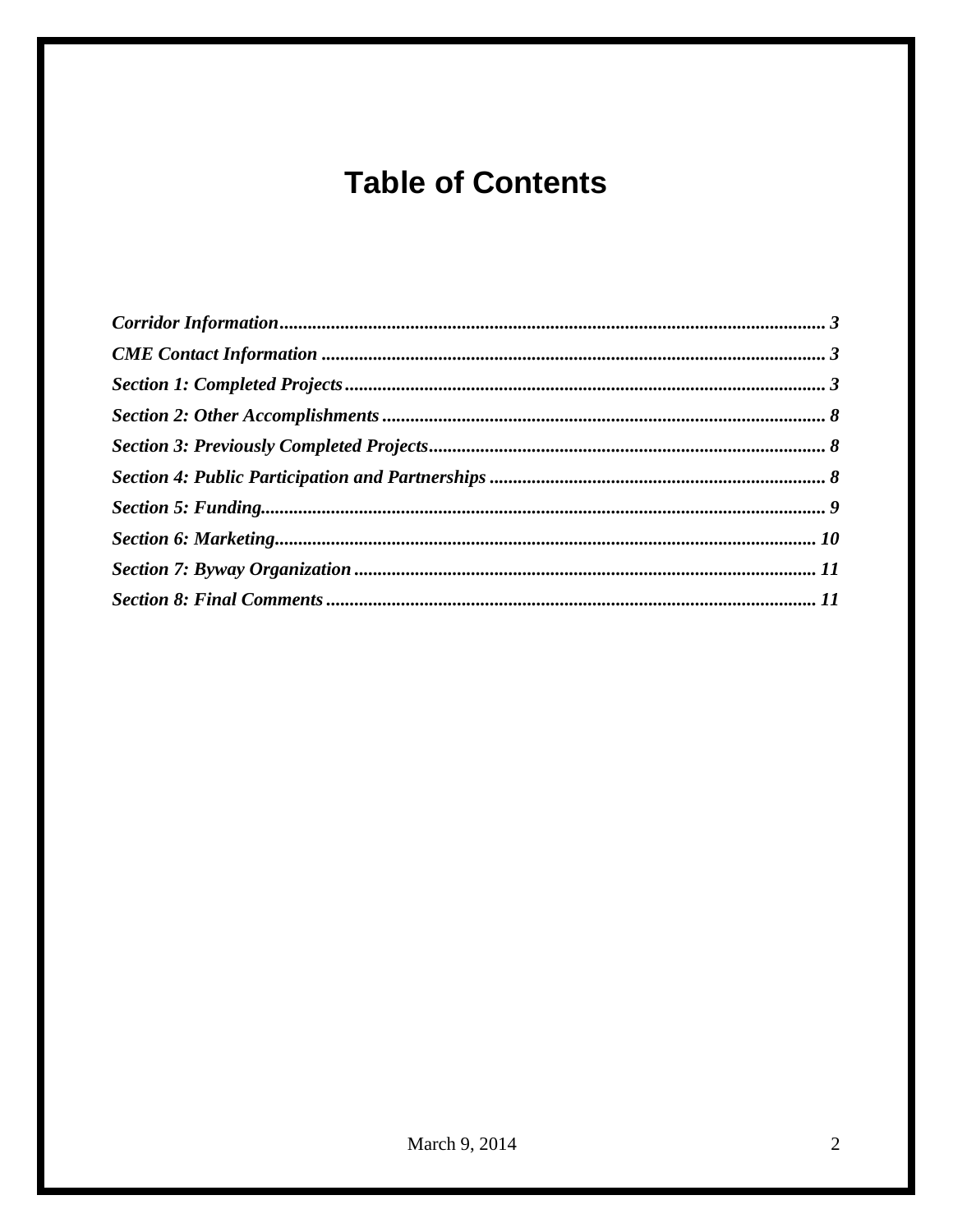# Table of Contents

*Corridor Information* ...... 3
*CME Contact Information* ...... 3
*Section 1: Completed Projects* ...... 3
*Section 2: Other Accomplishments* ...... 8
*Section 3: Previously Completed Projects* ...... 8
*Section 4: Public Participation and Partnerships* ...... 8
*Section 5: Funding* ...... 9
*Section 6: Marketing* ...... 10
*Section 7: Byway Organization* ...... 11
*Section 8: Final Comments* ...... 11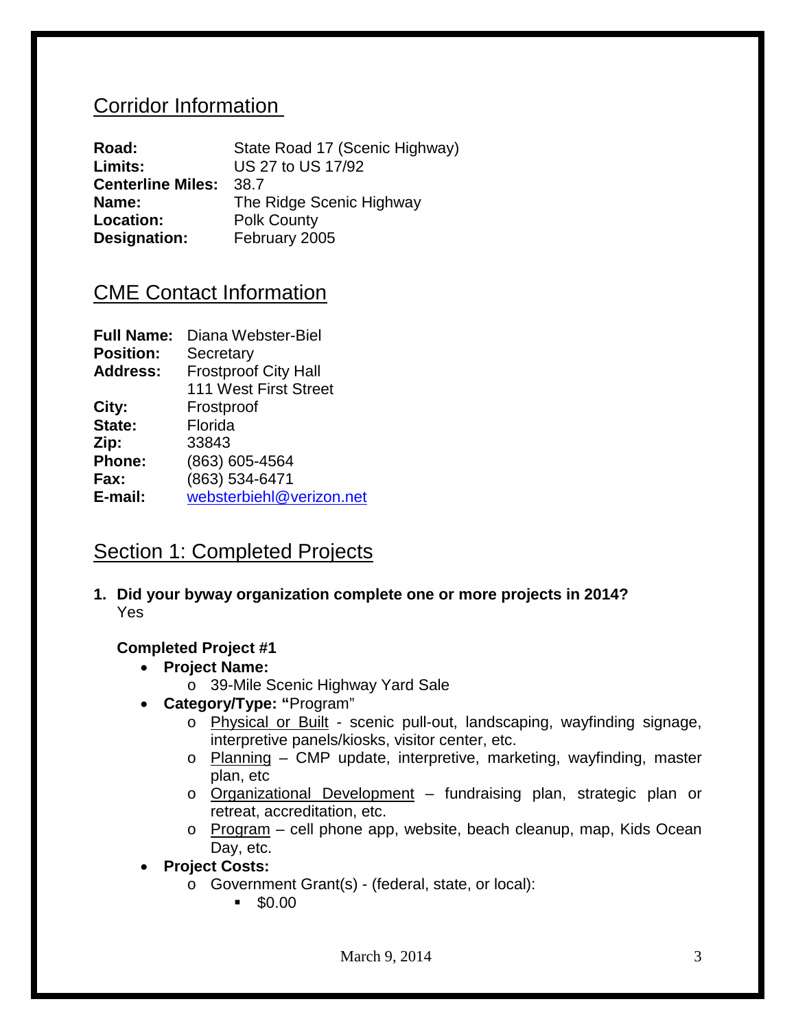## Corridor Information

**Road:** State Road 17 (Scenic Highway)
**Limits:** US 27 to US 17/92
**Centerline Miles:** 38.7
**Name:** The Ridge Scenic Highway
**Location:** Polk County
**Designation:** February 2005

## CME Contact Information

**Full Name:** Diana Webster-Biel
**Position:** Secretary
**Address:** Frostproof City Hall
111 West First Street
**City:** Frostproof
**State:** Florida
**Zip:** 33843
**Phone:** (863) 605-4564
**Fax:** (863) 534-6471
**E-mail:** websterbiehl@verizon.net

## Section 1: Completed Projects

**1. Did your byway organization complete one or more projects in 2014?**
Yes

**Completed Project #1**

- **Project Name:**
  - 39-Mile Scenic Highway Yard Sale
- **Category/Type: "**Program"
  - Physical or Built - scenic pull-out, landscaping, wayfinding signage, interpretive panels/kiosks, visitor center, etc.
  - Planning – CMP update, interpretive, marketing, wayfinding, master plan, etc
  - Organizational Development – fundraising plan, strategic plan or retreat, accreditation, etc.
  - Program – cell phone app, website, beach cleanup, map, Kids Ocean Day, etc.
- **Project Costs:**
  - Government Grant(s) - (federal, state, or local):
    - $0.00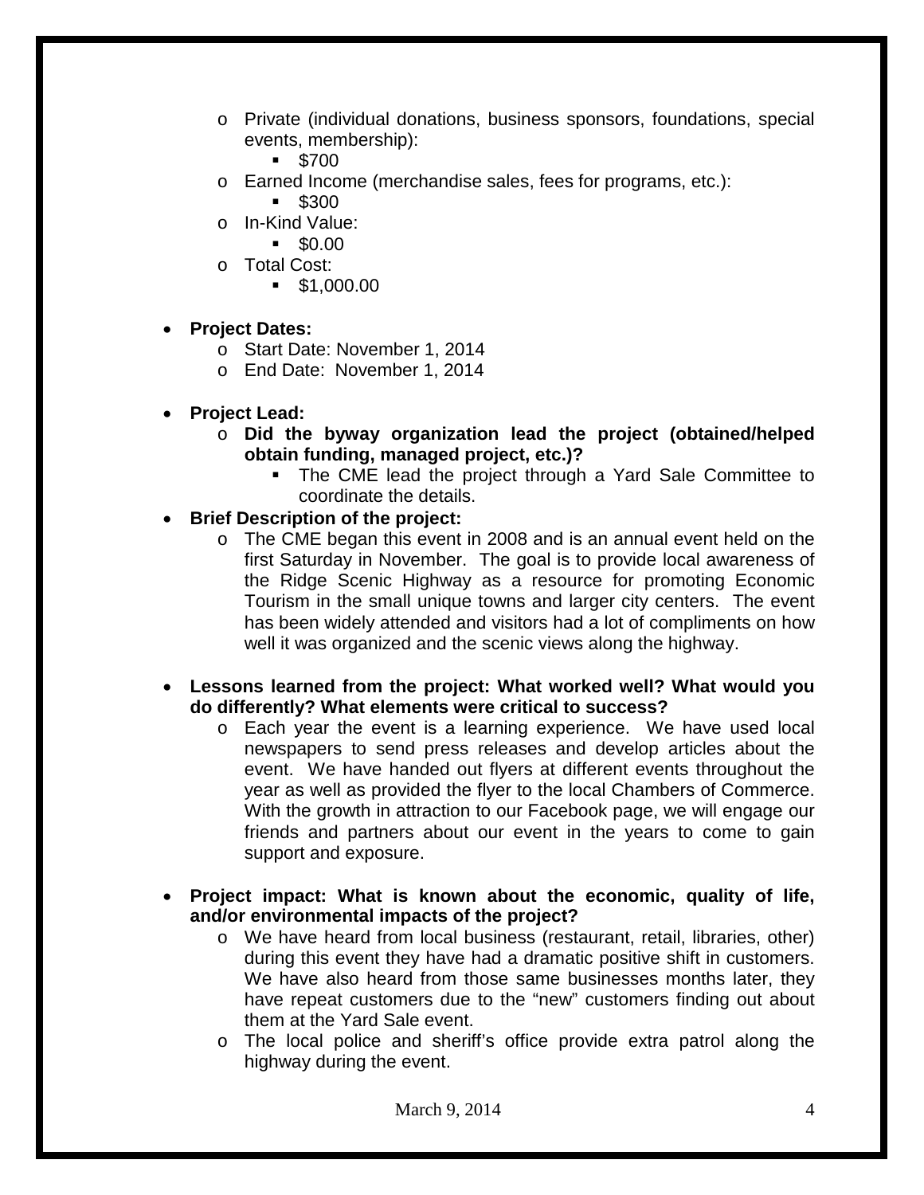- Private (individual donations, business sponsors, foundations, special events, membership):
  - $700
- Earned Income (merchandise sales, fees for programs, etc.):
  - $300
- In-Kind Value:
  - $0.00
- Total Cost:
  - $1,000.00

- **Project Dates:**
  - Start Date: November 1, 2014
  - End Date: November 1, 2014

- **Project Lead:**
  - **Did the byway organization lead the project (obtained/helped obtain funding, managed project, etc.)?**
    - The CME lead the project through a Yard Sale Committee to coordinate the details.
- **Brief Description of the project:**
  - The CME began this event in 2008 and is an annual event held on the first Saturday in November. The goal is to provide local awareness of the Ridge Scenic Highway as a resource for promoting Economic Tourism in the small unique towns and larger city centers. The event has been widely attended and visitors had a lot of compliments on how well it was organized and the scenic views along the highway.

- **Lessons learned from the project: What worked well? What would you do differently? What elements were critical to success?**
  - Each year the event is a learning experience. We have used local newspapers to send press releases and develop articles about the event. We have handed out flyers at different events throughout the year as well as provided the flyer to the local Chambers of Commerce. With the growth in attraction to our Facebook page, we will engage our friends and partners about our event in the years to come to gain support and exposure.

- **Project impact: What is known about the economic, quality of life, and/or environmental impacts of the project?**
  - We have heard from local business (restaurant, retail, libraries, other) during this event they have had a dramatic positive shift in customers. We have also heard from those same businesses months later, they have repeat customers due to the "new" customers finding out about them at the Yard Sale event.
  - The local police and sheriff's office provide extra patrol along the highway during the event.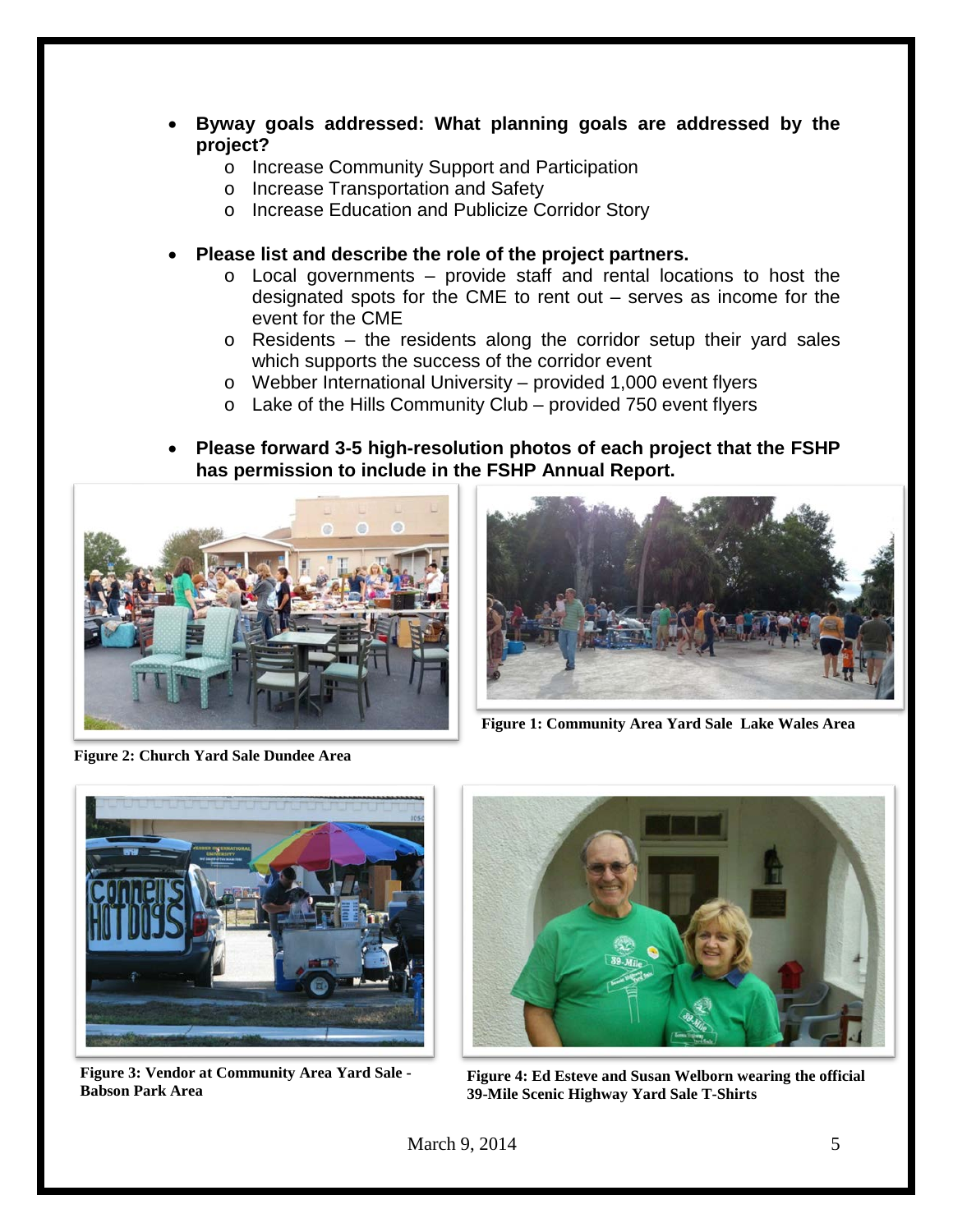- **Byway goals addressed: What planning goals are addressed by the project?**
  - Increase Community Support and Participation
  - Increase Transportation and Safety
  - Increase Education and Publicize Corridor Story

- **Please list and describe the role of the project partners.**
  - Local governments – provide staff and rental locations to host the designated spots for the CME to rent out – serves as income for the event for the CME
  - Residents – the residents along the corridor setup their yard sales which supports the success of the corridor event
  - Webber International University – provided 1,000 event flyers
  - Lake of the Hills Community Club – provided 750 event flyers

- **Please forward 3-5 high-resolution photos of each project that the FSHP has permission to include in the FSHP Annual Report.**

**Figure 1: Community Area Yard Sale Lake Wales Area**

**Figure 2: Church Yard Sale Dundee Area**

**Figure 3: Vendor at Community Area Yard Sale - Babson Park Area**

**Figure 4: Ed Esteve and Susan Welborn wearing the official 39-Mile Scenic Highway Yard Sale T-Shirts**

March 9, 2014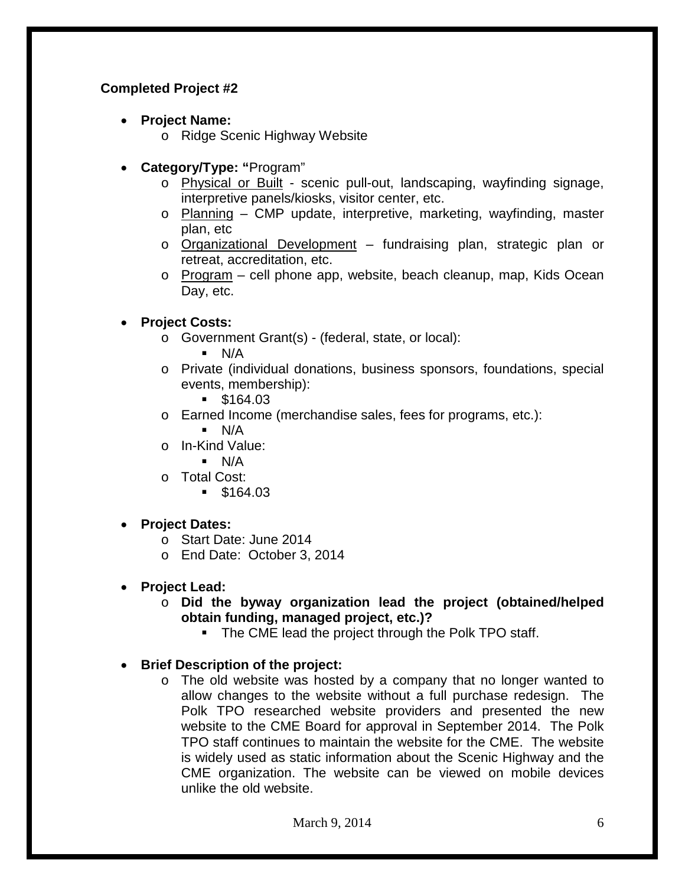**Completed Project #2**

- **Project Name:**
  - Ridge Scenic Highway Website

- **Category/Type: "**Program"
  - Physical or Built - scenic pull-out, landscaping, wayfinding signage, interpretive panels/kiosks, visitor center, etc.
  - Planning – CMP update, interpretive, marketing, wayfinding, master plan, etc
  - Organizational Development – fundraising plan, strategic plan or retreat, accreditation, etc.
  - Program – cell phone app, website, beach cleanup, map, Kids Ocean Day, etc.

- **Project Costs:**
  - Government Grant(s) - (federal, state, or local):
    - N/A
  - Private (individual donations, business sponsors, foundations, special events, membership):
    - $164.03
  - Earned Income (merchandise sales, fees for programs, etc.):
    - N/A
  - In-Kind Value:
    - N/A
  - Total Cost:
    - $164.03

- **Project Dates:**
  - Start Date: June 2014
  - End Date: October 3, 2014

- **Project Lead:**
  - **Did the byway organization lead the project (obtained/helped obtain funding, managed project, etc.)?**
    - The CME lead the project through the Polk TPO staff.

- **Brief Description of the project:**
  - The old website was hosted by a company that no longer wanted to allow changes to the website without a full purchase redesign. The Polk TPO researched website providers and presented the new website to the CME Board for approval in September 2014. The Polk TPO staff continues to maintain the website for the CME. The website is widely used as static information about the Scenic Highway and the CME organization. The website can be viewed on mobile devices unlike the old website.

March 9, 2014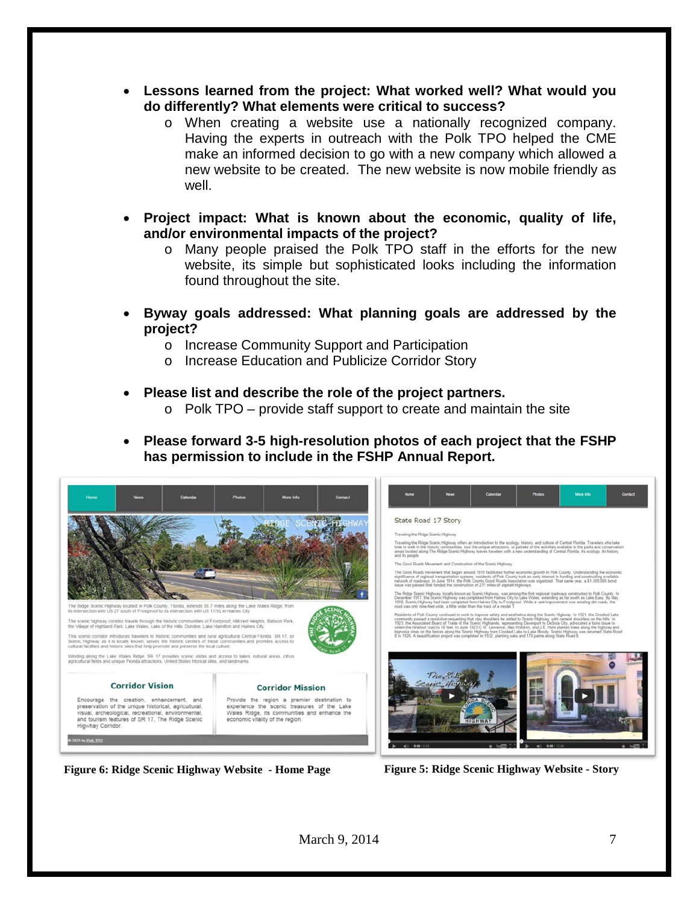- **Lessons learned from the project: What worked well? What would you do differently? What elements were critical to success?**
  - When creating a website use a nationally recognized company. Having the experts in outreach with the Polk TPO helped the CME make an informed decision to go with a new company which allowed a new website to be created. The new website is now mobile friendly as well.

- **Project impact: What is known about the economic, quality of life, and/or environmental impacts of the project?**
  - Many people praised the Polk TPO staff in the efforts for the new website, its simple but sophisticated looks including the information found throughout the site.

- **Byway goals addressed: What planning goals are addressed by the project?**
  - Increase Community Support and Participation
  - Increase Education and Publicize Corridor Story

- **Please list and describe the role of the project partners.**
  - Polk TPO – provide staff support to create and maintain the site

- **Please forward 3-5 high-resolution photos of each project that the FSHP has permission to include in the FSHP Annual Report.**

**Figure 6: Ridge Scenic Highway Website - Home Page**

**Figure 5: Ridge Scenic Highway Website - Story**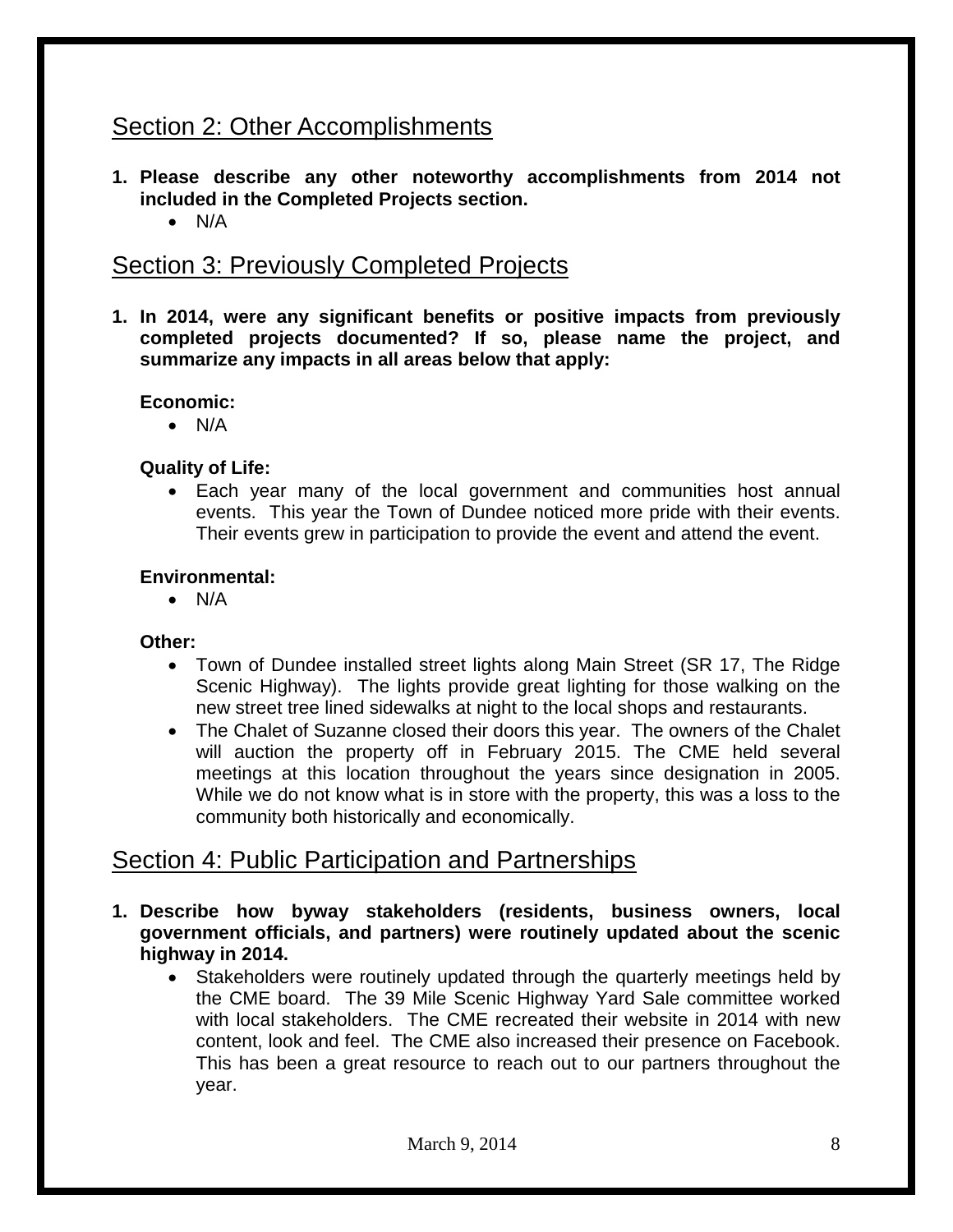## Section 2: Other Accomplishments

**1. Please describe any other noteworthy accomplishments from 2014 not included in the Completed Projects section.**

- N/A

## Section 3: Previously Completed Projects

**1. In 2014, were any significant benefits or positive impacts from previously completed projects documented? If so, please name the project, and summarize any impacts in all areas below that apply:**

**Economic:**

- N/A

**Quality of Life:**

- Each year many of the local government and communities host annual events. This year the Town of Dundee noticed more pride with their events. Their events grew in participation to provide the event and attend the event.

**Environmental:**

- N/A

**Other:**

- Town of Dundee installed street lights along Main Street (SR 17, The Ridge Scenic Highway). The lights provide great lighting for those walking on the new street tree lined sidewalks at night to the local shops and restaurants.
- The Chalet of Suzanne closed their doors this year. The owners of the Chalet will auction the property off in February 2015. The CME held several meetings at this location throughout the years since designation in 2005. While we do not know what is in store with the property, this was a loss to the community both historically and economically.

## Section 4: Public Participation and Partnerships

**1. Describe how byway stakeholders (residents, business owners, local government officials, and partners) were routinely updated about the scenic highway in 2014.**

- Stakeholders were routinely updated through the quarterly meetings held by the CME board. The 39 Mile Scenic Highway Yard Sale committee worked with local stakeholders. The CME recreated their website in 2014 with new content, look and feel. The CME also increased their presence on Facebook. This has been a great resource to reach out to our partners throughout the year.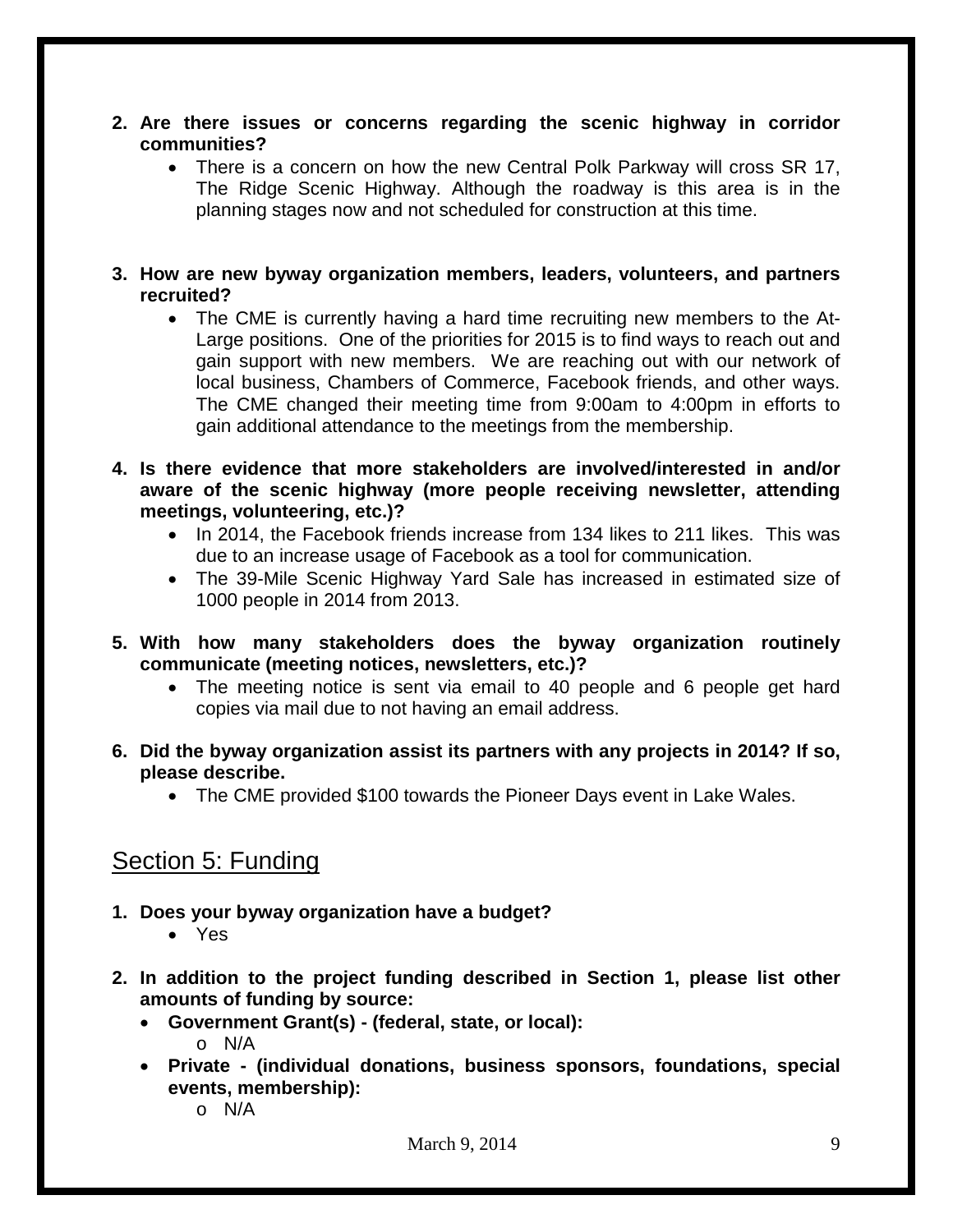2. **Are there issues or concerns regarding the scenic highway in corridor communities?**
   - There is a concern on how the new Central Polk Parkway will cross SR 17, The Ridge Scenic Highway. Although the roadway is this area is in the planning stages now and not scheduled for construction at this time.

3. **How are new byway organization members, leaders, volunteers, and partners recruited?**
   - The CME is currently having a hard time recruiting new members to the At-Large positions. One of the priorities for 2015 is to find ways to reach out and gain support with new members. We are reaching out with our network of local business, Chambers of Commerce, Facebook friends, and other ways. The CME changed their meeting time from 9:00am to 4:00pm in efforts to gain additional attendance to the meetings from the membership.

4. **Is there evidence that more stakeholders are involved/interested in and/or aware of the scenic highway (more people receiving newsletter, attending meetings, volunteering, etc.)?**
   - In 2014, the Facebook friends increase from 134 likes to 211 likes. This was due to an increase usage of Facebook as a tool for communication.
   - The 39-Mile Scenic Highway Yard Sale has increased in estimated size of 1000 people in 2014 from 2013.

5. **With how many stakeholders does the byway organization routinely communicate (meeting notices, newsletters, etc.)?**
   - The meeting notice is sent via email to 40 people and 6 people get hard copies via mail due to not having an email address.

6. **Did the byway organization assist its partners with any projects in 2014? If so, please describe.**
   - The CME provided $100 towards the Pioneer Days event in Lake Wales.

## Section 5: Funding

1. **Does your byway organization have a budget?**
   - Yes

2. **In addition to the project funding described in Section 1, please list other amounts of funding by source:**
   - **Government Grant(s) - (federal, state, or local):**
     - N/A
   - **Private - (individual donations, business sponsors, foundations, special events, membership):**
     - N/A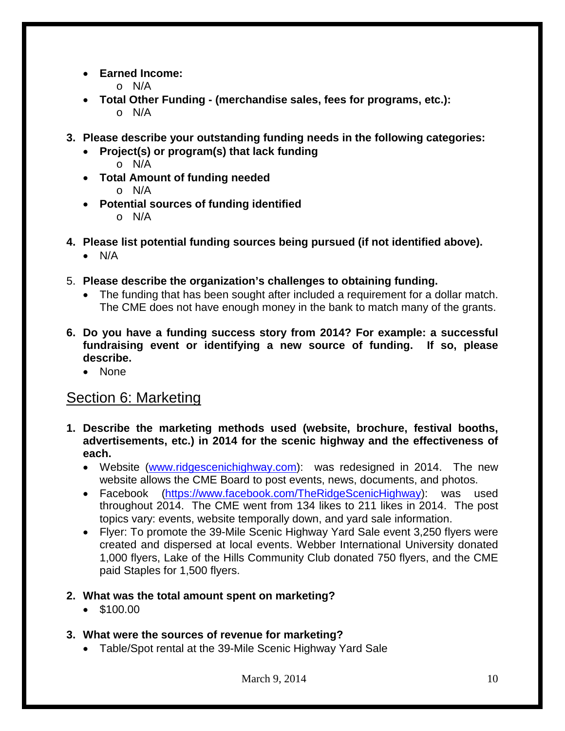- **Earned Income:**
  - N/A
- **Total Other Funding - (merchandise sales, fees for programs, etc.):**
  - N/A

**3. Please describe your outstanding funding needs in the following categories:**

- **Project(s) or program(s) that lack funding**
  - N/A
- **Total Amount of funding needed**
  - N/A
- **Potential sources of funding identified**
  - N/A

**4. Please list potential funding sources being pursued (if not identified above).**

- N/A

5. **Please describe the organization's challenges to obtaining funding.**

- The funding that has been sought after included a requirement for a dollar match. The CME does not have enough money in the bank to match many of the grants.

**6. Do you have a funding success story from 2014? For example: a successful fundraising event or identifying a new source of funding. If so, please describe.**

- None

## Section 6: Marketing

**1. Describe the marketing methods used (website, brochure, festival booths, advertisements, etc.) in 2014 for the scenic highway and the effectiveness of each.**

- Website (www.ridgescenichighway.com): was redesigned in 2014. The new website allows the CME Board to post events, news, documents, and photos.
- Facebook (https://www.facebook.com/TheRidgeScenicHighway): was used throughout 2014. The CME went from 134 likes to 211 likes in 2014. The post topics vary: events, website temporally down, and yard sale information.
- Flyer: To promote the 39-Mile Scenic Highway Yard Sale event 3,250 flyers were created and dispersed at local events. Webber International University donated 1,000 flyers, Lake of the Hills Community Club donated 750 flyers, and the CME paid Staples for 1,500 flyers.

**2. What was the total amount spent on marketing?**

- $100.00

**3. What were the sources of revenue for marketing?**

- Table/Spot rental at the 39-Mile Scenic Highway Yard Sale

March 9, 2014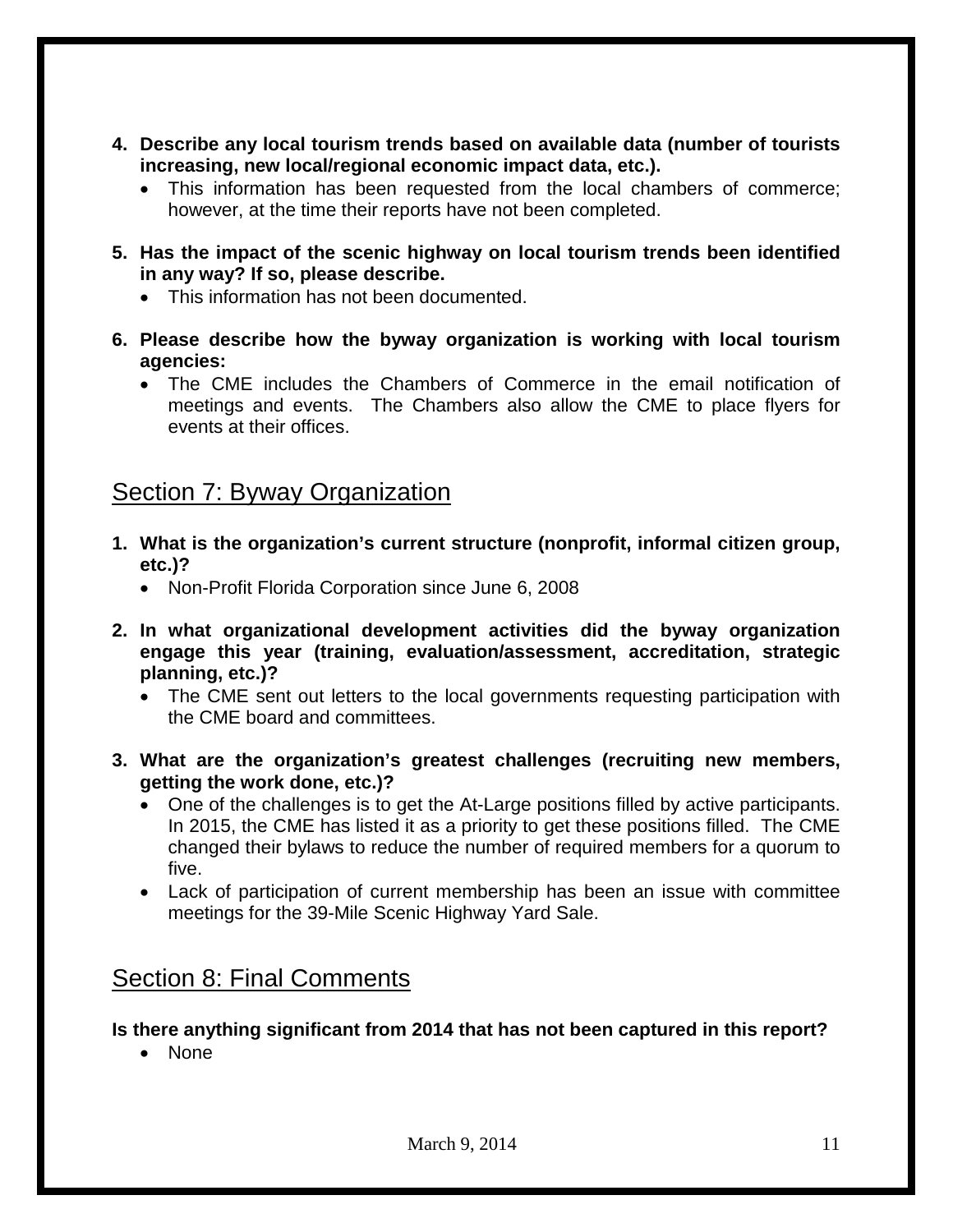**4. Describe any local tourism trends based on available data (number of tourists increasing, new local/regional economic impact data, etc.).**

- This information has been requested from the local chambers of commerce; however, at the time their reports have not been completed.

**5. Has the impact of the scenic highway on local tourism trends been identified in any way? If so, please describe.**

- This information has not been documented.

**6. Please describe how the byway organization is working with local tourism agencies:**

- The CME includes the Chambers of Commerce in the email notification of meetings and events. The Chambers also allow the CME to place flyers for events at their offices.

## Section 7: Byway Organization

**1. What is the organization's current structure (nonprofit, informal citizen group, etc.)?**

- Non-Profit Florida Corporation since June 6, 2008

**2. In what organizational development activities did the byway organization engage this year (training, evaluation/assessment, accreditation, strategic planning, etc.)?**

- The CME sent out letters to the local governments requesting participation with the CME board and committees.

**3. What are the organization's greatest challenges (recruiting new members, getting the work done, etc.)?**

- One of the challenges is to get the At-Large positions filled by active participants. In 2015, the CME has listed it as a priority to get these positions filled. The CME changed their bylaws to reduce the number of required members for a quorum to five.
- Lack of participation of current membership has been an issue with committee meetings for the 39-Mile Scenic Highway Yard Sale.

## Section 8: Final Comments

**Is there anything significant from 2014 that has not been captured in this report?**

- None

March 9, 2014